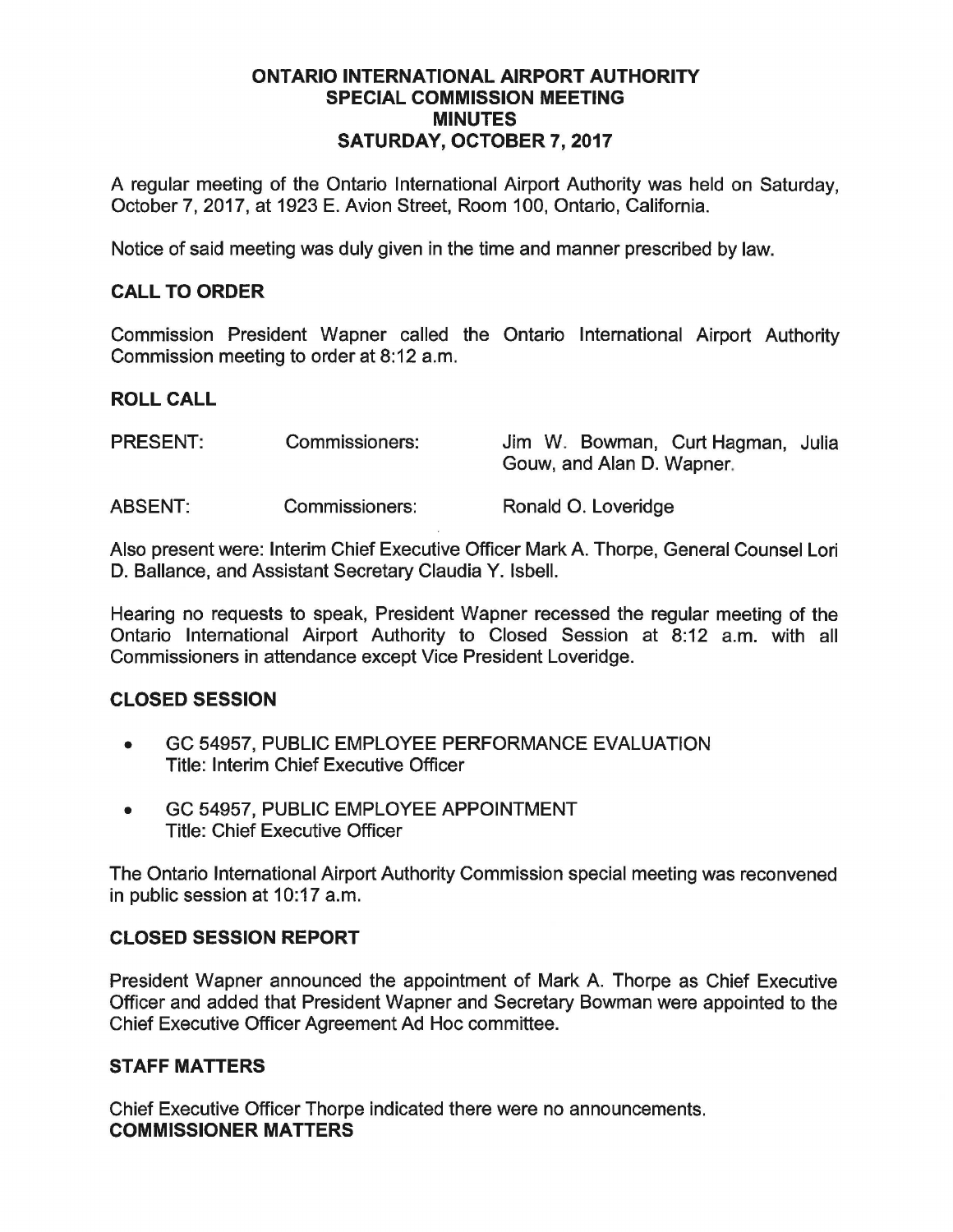# ONTARIO INTERNATIONAL AIRPORT AUTHORITY
## SPECIAL COMMISSION MEETING
## MINUTES
## SATURDAY, OCTOBER 7, 2017

A regular meeting of the Ontario International Airport Authority was held on Saturday, October 7, 2017, at 1923 E. Avion Street, Room 100, Ontario, California.

Notice of said meeting was duly given in the time and manner prescribed by law.

### CALL TO ORDER

Commission President Wapner called the Ontario International Airport Authority Commission meeting to order at 8:12 a.m.

### ROLL CALL

| | | |
|---|---|---|
| PRESENT: | Commissioners: | Jim W. Bowman, Curt Hagman, Julia Gouw, and Alan D. Wapner. |
| ABSENT: | Commissioners: | Ronald O. Loveridge |

Also present were: Interim Chief Executive Officer Mark A. Thorpe, General Counsel Lori D. Ballance, and Assistant Secretary Claudia Y. Isbell.

Hearing no requests to speak, President Wapner recessed the regular meeting of the Ontario International Airport Authority to Closed Session at 8:12 a.m. with all Commissioners in attendance except Vice President Loveridge.

### CLOSED SESSION

- GC 54957, PUBLIC EMPLOYEE PERFORMANCE EVALUATION
  Title: Interim Chief Executive Officer
- GC 54957, PUBLIC EMPLOYEE APPOINTMENT
  Title: Chief Executive Officer

The Ontario International Airport Authority Commission special meeting was reconvened in public session at 10:17 a.m.

### CLOSED SESSION REPORT

President Wapner announced the appointment of Mark A. Thorpe as Chief Executive Officer and added that President Wapner and Secretary Bowman were appointed to the Chief Executive Officer Agreement Ad Hoc committee.

### STAFF MATTERS

Chief Executive Officer Thorpe indicated there were no announcements.

### COMMISSIONER MATTERS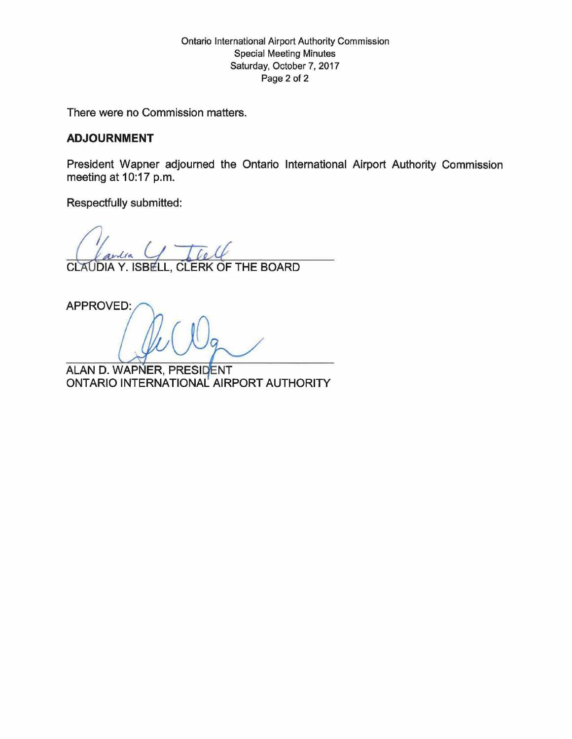There were no Commission matters.

**ADJOURNMENT**

President Wapner adjourned the Ontario International Airport Authority Commission meeting at 10:17 p.m.

Respectfully submitted:

CLAUDIA Y. ISBELL, CLERK OF THE BOARD

APPROVED:

ALAN D. WAPNER, PRESIDENT
ONTARIO INTERNATIONAL AIRPORT AUTHORITY